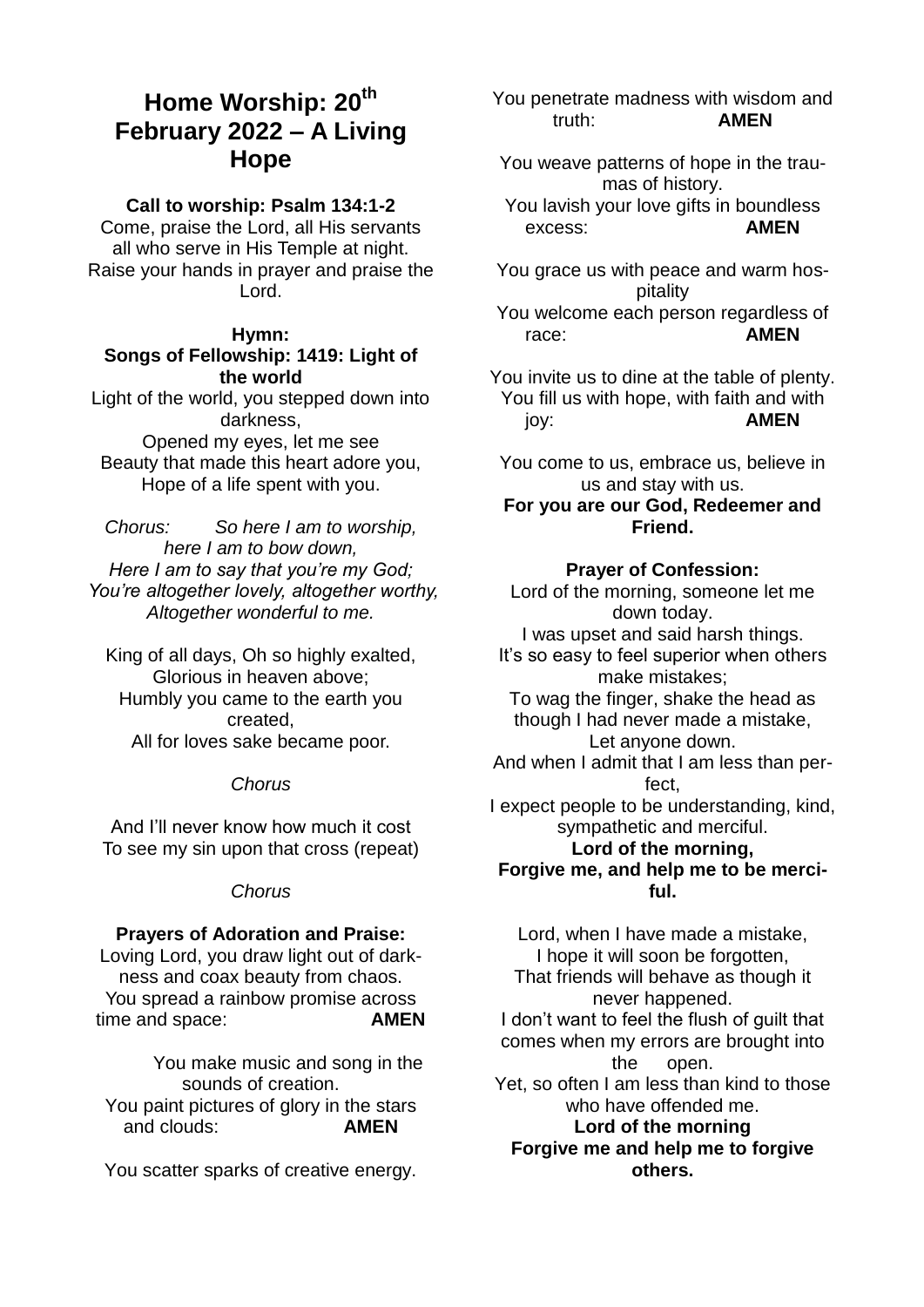# Home Worship: 20th February 2022 – A Living Hope

**Call to worship: Psalm 134:1-2**

Come, praise the Lord, all His servants all who serve in His Temple at night. Raise your hands in prayer and praise the Lord.

**Hymn:**
**Songs of Fellowship: 1419: Light of the world**

Light of the world, you stepped down into darkness,
Opened my eyes, let me see
Beauty that made this heart adore you,
Hope of a life spent with you.

*Chorus: So here I am to worship,*
*here I am to bow down,*
*Here I am to say that you're my God;*
*You're altogether lovely, altogether worthy,*
*Altogether wonderful to me.*

King of all days, Oh so highly exalted,
Glorious in heaven above;
Humbly you came to the earth you created,
All for loves sake became poor.

*Chorus*

And I'll never know how much it cost
To see my sin upon that cross (repeat)

*Chorus*

**Prayers of Adoration and Praise:**

Loving Lord, you draw light out of darkness and coax beauty from chaos.
You spread a rainbow promise across time and space: **AMEN**

You make music and song in the sounds of creation.
You paint pictures of glory in the stars and clouds: **AMEN**

You scatter sparks of creative energy.
You penetrate madness with wisdom and truth: **AMEN**

You weave patterns of hope in the traumas of history.
You lavish your love gifts in boundless excess: **AMEN**

You grace us with peace and warm hospitality
You welcome each person regardless of race: **AMEN**

You invite us to dine at the table of plenty.
You fill us with hope, with faith and with joy: **AMEN**

You come to us, embrace us, believe in us and stay with us.
**For you are our God, Redeemer and Friend.**

**Prayer of Confession:**

Lord of the morning, someone let me down today.
I was upset and said harsh things.
It's so easy to feel superior when others make mistakes;
To wag the finger, shake the head as though I had never made a mistake,
Let anyone down.
And when I admit that I am less than perfect,
I expect people to be understanding, kind, sympathetic and merciful.
**Lord of the morning,**
**Forgive me, and help me to be merciful.**

Lord, when I have made a mistake,
I hope it will soon be forgotten,
That friends will behave as though it never happened.
I don't want to feel the flush of guilt that comes when my errors are brought into the open.
Yet, so often I am less than kind to those who have offended me.
**Lord of the morning**
**Forgive me and help me to forgive others.**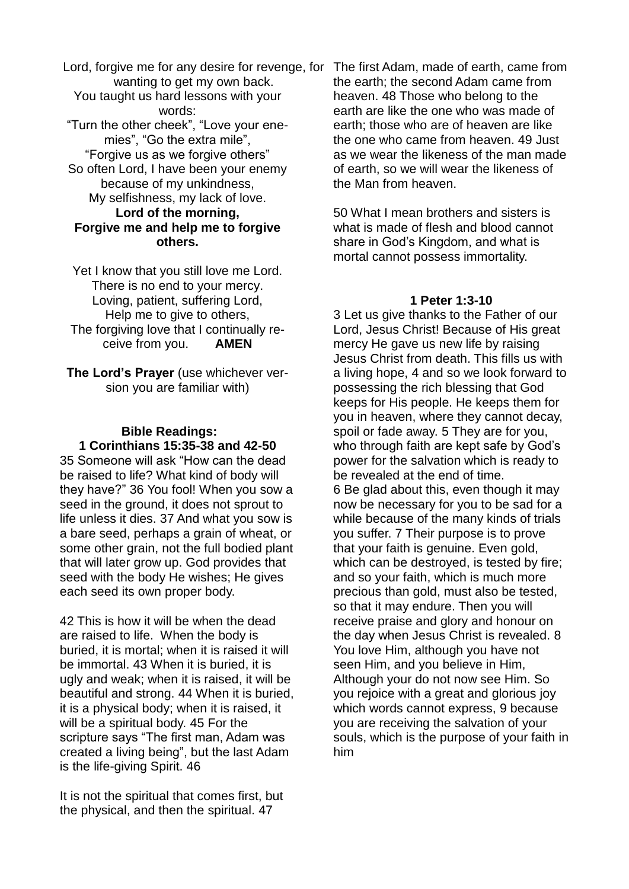Lord, forgive me for any desire for revenge, for wanting to get my own back.
You taught us hard lessons with your words:
"Turn the other cheek", "Love your enemies", "Go the extra mile",
"Forgive us as we forgive others"
So often Lord, I have been your enemy because of my unkindness,
My selfishness, my lack of love.
**Lord of the morning,**
**Forgive me and help me to forgive others.**

Yet I know that you still love me Lord.
There is no end to your mercy.
Loving, patient, suffering Lord,
Help me to give to others,
The forgiving love that I continually receive from you. **AMEN**

**The Lord's Prayer** (use whichever version you are familiar with)

**Bible Readings:**
**1 Corinthians 15:35-38 and 42-50**

35 Someone will ask "How can the dead be raised to life? What kind of body will they have?" 36 You fool! When you sow a seed in the ground, it does not sprout to life unless it dies. 37 And what you sow is a bare seed, perhaps a grain of wheat, or some other grain, not the full bodied plant that will later grow up. God provides that seed with the body He wishes; He gives each seed its own proper body.

42 This is how it will be when the dead are raised to life. When the body is buried, it is mortal; when it is raised it will be immortal. 43 When it is buried, it is ugly and weak; when it is raised, it will be beautiful and strong. 44 When it is buried, it is a physical body; when it is raised, it will be a spiritual body. 45 For the scripture says "The first man, Adam was created a living being", but the last Adam is the life-giving Spirit. 46

It is not the spiritual that comes first, but the physical, and then the spiritual. 47 The first Adam, made of earth, came from the earth; the second Adam came from heaven. 48 Those who belong to the earth are like the one who was made of earth; those who are of heaven are like the one who came from heaven. 49 Just as we wear the likeness of the man made of earth, so we will wear the likeness of the Man from heaven.

50 What I mean brothers and sisters is what is made of flesh and blood cannot share in God's Kingdom, and what is mortal cannot possess immortality.

**1 Peter 1:3-10**

3 Let us give thanks to the Father of our Lord, Jesus Christ! Because of His great mercy He gave us new life by raising Jesus Christ from death. This fills us with a living hope, 4 and so we look forward to possessing the rich blessing that God keeps for His people. He keeps them for you in heaven, where they cannot decay, spoil or fade away. 5 They are for you, who through faith are kept safe by God's power for the salvation which is ready to be revealed at the end of time.
6 Be glad about this, even though it may now be necessary for you to be sad for a while because of the many kinds of trials you suffer. 7 Their purpose is to prove that your faith is genuine. Even gold, which can be destroyed, is tested by fire; and so your faith, which is much more precious than gold, must also be tested, so that it may endure. Then you will receive praise and glory and honour on the day when Jesus Christ is revealed. 8 You love Him, although you have not seen Him, and you believe in Him, Although your do not now see Him. So you rejoice with a great and glorious joy which words cannot express, 9 because you are receiving the salvation of your souls, which is the purpose of your faith in him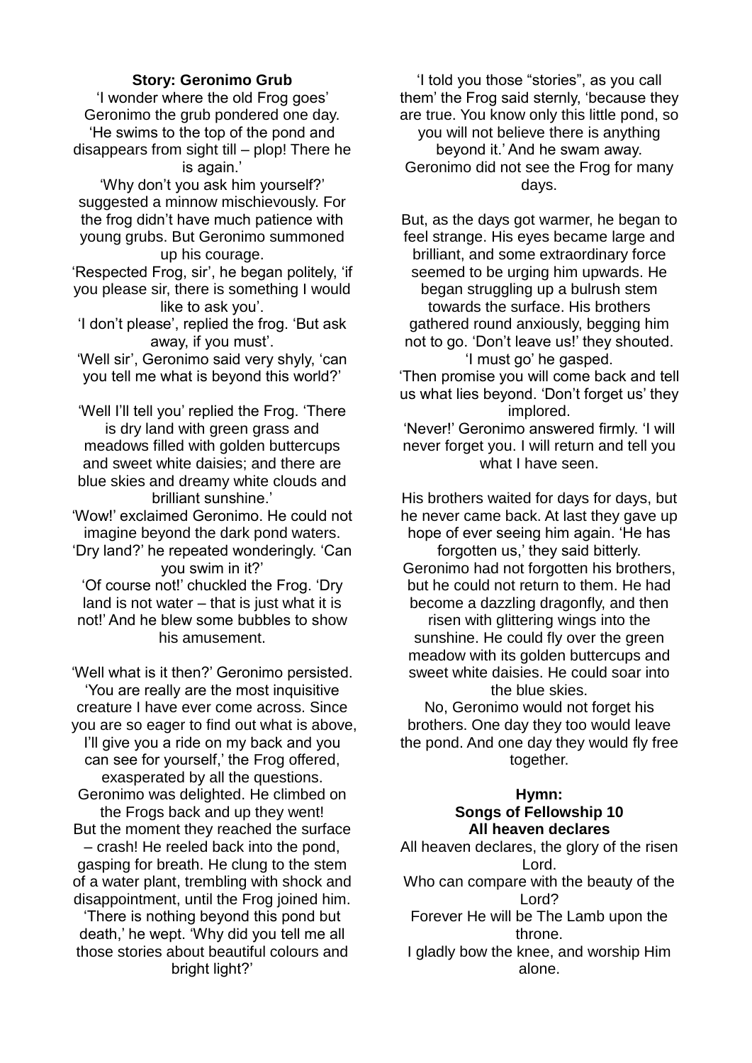**Story: Geronimo Grub**

'I wonder where the old Frog goes' Geronimo the grub pondered one day. 'He swims to the top of the pond and disappears from sight till – plop! There he is again.'

'Why don't you ask him yourself?' suggested a minnow mischievously. For the frog didn't have much patience with young grubs. But Geronimo summoned up his courage.

'Respected Frog, sir', he began politely, 'if you please sir, there is something I would like to ask you'.

'I don't please', replied the frog. 'But ask away, if you must'.

'Well sir', Geronimo said very shyly, 'can you tell me what is beyond this world?'

'Well I'll tell you' replied the Frog. 'There is dry land with green grass and meadows filled with golden buttercups and sweet white daisies; and there are blue skies and dreamy white clouds and brilliant sunshine.'

'Wow!' exclaimed Geronimo. He could not imagine beyond the dark pond waters. 'Dry land?' he repeated wonderingly. 'Can you swim in it?'

'Of course not!' chuckled the Frog. 'Dry land is not water – that is just what it is not!' And he blew some bubbles to show his amusement.

'Well what is it then?' Geronimo persisted. 'You are really are the most inquisitive creature I have ever come across. Since you are so eager to find out what is above, I'll give you a ride on my back and you can see for yourself,' the Frog offered, exasperated by all the questions.

Geronimo was delighted. He climbed on the Frogs back and up they went!

But the moment they reached the surface – crash! He reeled back into the pond, gasping for breath. He clung to the stem of a water plant, trembling with shock and disappointment, until the Frog joined him.

'There is nothing beyond this pond but death,' he wept. 'Why did you tell me all those stories about beautiful colours and bright light?'

'I told you those "stories", as you call them' the Frog said sternly, 'because they are true. You know only this little pond, so you will not believe there is anything beyond it.' And he swam away.

Geronimo did not see the Frog for many days.

But, as the days got warmer, he began to feel strange. His eyes became large and brilliant, and some extraordinary force seemed to be urging him upwards. He began struggling up a bulrush stem towards the surface. His brothers gathered round anxiously, begging him not to go. 'Don't leave us!' they shouted.

'I must go' he gasped.

'Then promise you will come back and tell us what lies beyond. 'Don't forget us' they implored.

'Never!' Geronimo answered firmly. 'I will never forget you. I will return and tell you what I have seen.

His brothers waited for days for days, but he never came back. At last they gave up hope of ever seeing him again. 'He has forgotten us,' they said bitterly.

Geronimo had not forgotten his brothers, but he could not return to them. He had become a dazzling dragonfly, and then risen with glittering wings into the sunshine. He could fly over the green meadow with its golden buttercups and sweet white daisies. He could soar into the blue skies.

No, Geronimo would not forget his brothers. One day they too would leave the pond. And one day they would fly free together.

**Hymn:**
**Songs of Fellowship 10**
**All heaven declares**

All heaven declares, the glory of the risen Lord.
Who can compare with the beauty of the Lord?
Forever He will be The Lamb upon the throne.
I gladly bow the knee, and worship Him alone.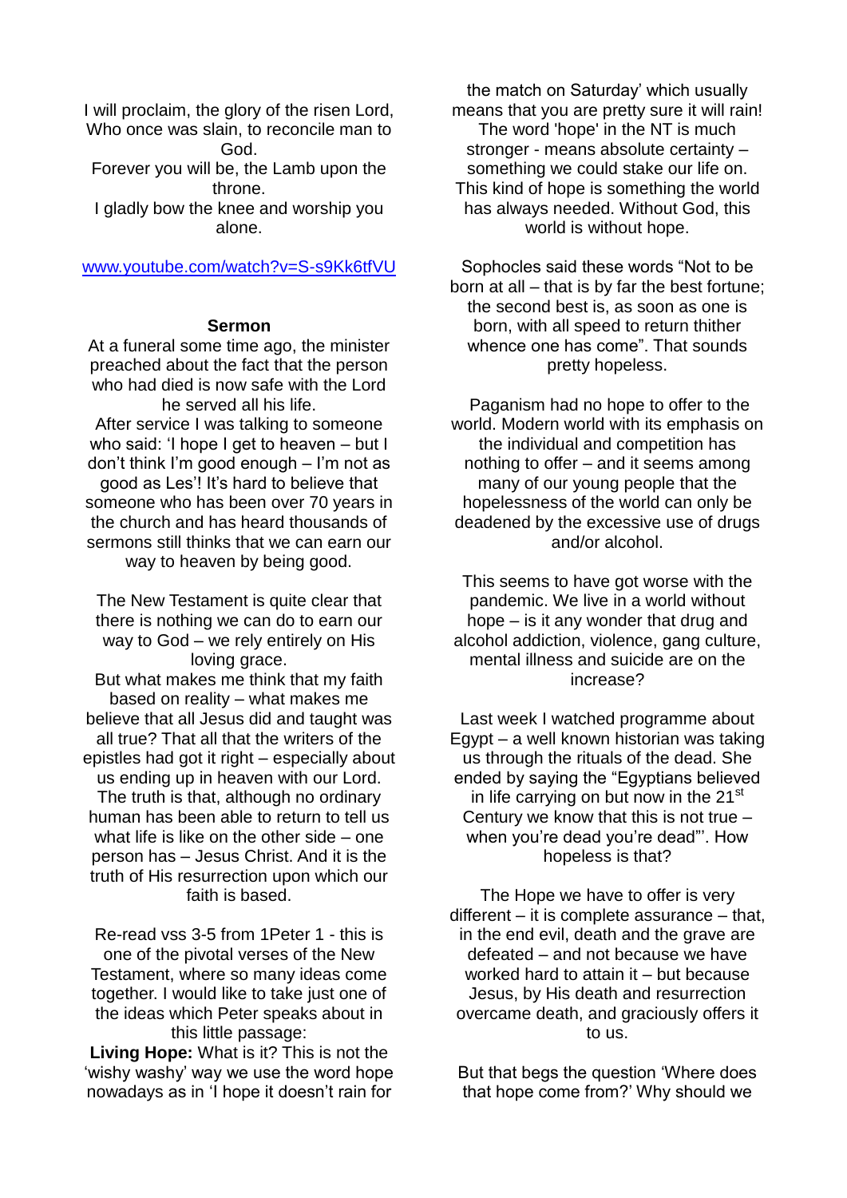I will proclaim, the glory of the risen Lord,
Who once was slain, to reconcile man to God.
Forever you will be, the Lamb upon the throne.
I gladly bow the knee and worship you alone.

www.youtube.com/watch?v=S-s9Kk6tfVU

**Sermon**

At a funeral some time ago, the minister preached about the fact that the person who had died is now safe with the Lord he served all his life.
After service I was talking to someone who said: 'I hope I get to heaven – but I don't think I'm good enough – I'm not as good as Les'! It's hard to believe that someone who has been over 70 years in the church and has heard thousands of sermons still thinks that we can earn our way to heaven by being good.

The New Testament is quite clear that there is nothing we can do to earn our way to God – we rely entirely on His loving grace.
But what makes me think that my faith based on reality – what makes me believe that all Jesus did and taught was all true? That all that the writers of the epistles had got it right – especially about us ending up in heaven with our Lord. The truth is that, although no ordinary human has been able to return to tell us what life is like on the other side – one person has – Jesus Christ. And it is the truth of His resurrection upon which our faith is based.

Re-read vss 3-5 from 1Peter 1 - this is one of the pivotal verses of the New Testament, where so many ideas come together. I would like to take just one of the ideas which Peter speaks about in this little passage:
**Living Hope:** What is it? This is not the 'wishy washy' way we use the word hope nowadays as in 'I hope it doesn't rain for the match on Saturday' which usually means that you are pretty sure it will rain!
The word 'hope' in the NT is much stronger - means absolute certainty – something we could stake our life on. This kind of hope is something the world has always needed. Without God, this world is without hope.

Sophocles said these words "Not to be born at all – that is by far the best fortune; the second best is, as soon as one is born, with all speed to return thither whence one has come". That sounds pretty hopeless.

Paganism had no hope to offer to the world. Modern world with its emphasis on the individual and competition has nothing to offer – and it seems among many of our young people that the hopelessness of the world can only be deadened by the excessive use of drugs and/or alcohol.

This seems to have got worse with the pandemic. We live in a world without hope – is it any wonder that drug and alcohol addiction, violence, gang culture, mental illness and suicide are on the increase?

Last week I watched programme about Egypt – a well known historian was taking us through the rituals of the dead. She ended by saying the "Egyptians believed in life carrying on but now in the 21st Century we know that this is not true – when you're dead you're dead"'. How hopeless is that?

The Hope we have to offer is very different – it is complete assurance – that, in the end evil, death and the grave are defeated – and not because we have worked hard to attain it – but because Jesus, by His death and resurrection overcame death, and graciously offers it to us.

But that begs the question 'Where does that hope come from?' Why should we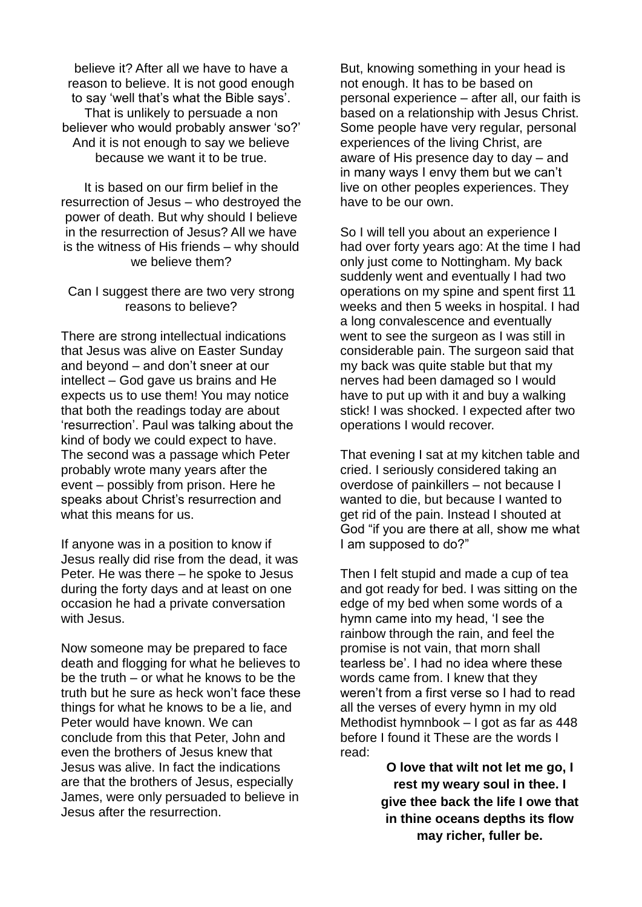believe it? After all we have to have a reason to believe. It is not good enough to say 'well that's what the Bible says'. That is unlikely to persuade a non believer who would probably answer 'so?' And it is not enough to say we believe because we want it to be true.

It is based on our firm belief in the resurrection of Jesus – who destroyed the power of death. But why should I believe in the resurrection of Jesus? All we have is the witness of His friends – why should we believe them?

Can I suggest there are two very strong reasons to believe?

There are strong intellectual indications that Jesus was alive on Easter Sunday and beyond – and don't sneer at our intellect – God gave us brains and He expects us to use them! You may notice that both the readings today are about 'resurrection'. Paul was talking about the kind of body we could expect to have. The second was a passage which Peter probably wrote many years after the event – possibly from prison. Here he speaks about Christ's resurrection and what this means for us.

If anyone was in a position to know if Jesus really did rise from the dead, it was Peter. He was there – he spoke to Jesus during the forty days and at least on one occasion he had a private conversation with Jesus.

Now someone may be prepared to face death and flogging for what he believes to be the truth – or what he knows to be the truth but he sure as heck won't face these things for what he knows to be a lie, and Peter would have known. We can conclude from this that Peter, John and even the brothers of Jesus knew that Jesus was alive. In fact the indications are that the brothers of Jesus, especially James, were only persuaded to believe in Jesus after the resurrection.

But, knowing something in your head is not enough. It has to be based on personal experience – after all, our faith is based on a relationship with Jesus Christ. Some people have very regular, personal experiences of the living Christ, are aware of His presence day to day – and in many ways I envy them but we can't live on other peoples experiences. They have to be our own.

So I will tell you about an experience I had over forty years ago: At the time I had only just come to Nottingham. My back suddenly went and eventually I had two operations on my spine and spent first 11 weeks and then 5 weeks in hospital. I had a long convalescence and eventually went to see the surgeon as I was still in considerable pain. The surgeon said that my back was quite stable but that my nerves had been damaged so I would have to put up with it and buy a walking stick! I was shocked. I expected after two operations I would recover.

That evening I sat at my kitchen table and cried. I seriously considered taking an overdose of painkillers – not because I wanted to die, but because I wanted to get rid of the pain. Instead I shouted at God "if you are there at all, show me what I am supposed to do?"

Then I felt stupid and made a cup of tea and got ready for bed. I was sitting on the edge of my bed when some words of a hymn came into my head, 'I see the rainbow through the rain, and feel the promise is not vain, that morn shall tearless be'. I had no idea where these words came from. I knew that they weren't from a first verse so I had to read all the verses of every hymn in my old Methodist hymnbook – I got as far as 448 before I found it These are the words I read:

**O love that wilt not let me go, I rest my weary soul in thee. I give thee back the life I owe that in thine oceans depths its flow may richer, fuller be.**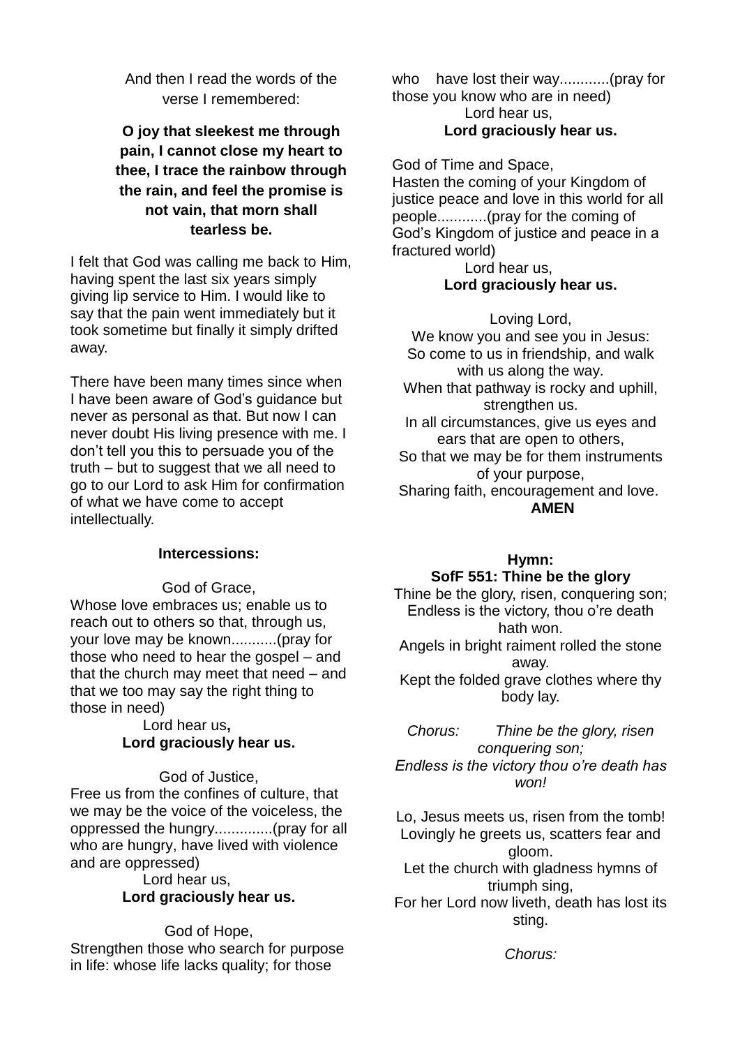And then I read the words of the verse I remembered:

**O joy that sleekest me through pain, I cannot close my heart to thee, I trace the rainbow through the rain, and feel the promise is not vain, that morn shall tearless be.**

I felt that God was calling me back to Him, having spent the last six years simply giving lip service to Him. I would like to say that the pain went immediately but it took sometime but finally it simply drifted away.

There have been many times since when I have been aware of God's guidance but never as personal as that. But now I can never doubt His living presence with me. I don't tell you this to persuade you of the truth – but to suggest that we all need to go to our Lord to ask Him for confirmation of what we have come to accept intellectually.

**Intercessions:**

God of Grace,
Whose love embraces us; enable us to reach out to others so that, through us, your love may be known...........(pray for those who need to hear the gospel – and that the church may meet that need – and that we too may say the right thing to those in need)
Lord hear us**,**
**Lord graciously hear us.**

God of Justice,
Free us from the confines of culture, that we may be the voice of the voiceless, the oppressed the hungry..............(pray for all who are hungry, have lived with violence and are oppressed)
Lord hear us,
**Lord graciously hear us.**

God of Hope,
Strengthen those who search for purpose in life: whose life lacks quality; for those who have lost their way............(pray for those you know who are in need)
Lord hear us,
**Lord graciously hear us.**

God of Time and Space,
Hasten the coming of your Kingdom of justice peace and love in this world for all people............(pray for the coming of God's Kingdom of justice and peace in a fractured world)
Lord hear us,
**Lord graciously hear us.**

Loving Lord,
We know you and see you in Jesus:
So come to us in friendship, and walk with us along the way.
When that pathway is rocky and uphill, strengthen us.
In all circumstances, give us eyes and ears that are open to others,
So that we may be for them instruments of your purpose,
Sharing faith, encouragement and love.
**AMEN**

**Hymn:**
**SofF 551: Thine be the glory**

Thine be the glory, risen, conquering son;
Endless is the victory, thou o're death hath won.
Angels in bright raiment rolled the stone away.
Kept the folded grave clothes where thy body lay.

*Chorus: Thine be the glory, risen conquering son;*
*Endless is the victory thou o're death has won!*

Lo, Jesus meets us, risen from the tomb!
Lovingly he greets us, scatters fear and gloom.
Let the church with gladness hymns of triumph sing,
For her Lord now liveth, death has lost its sting.

*Chorus:*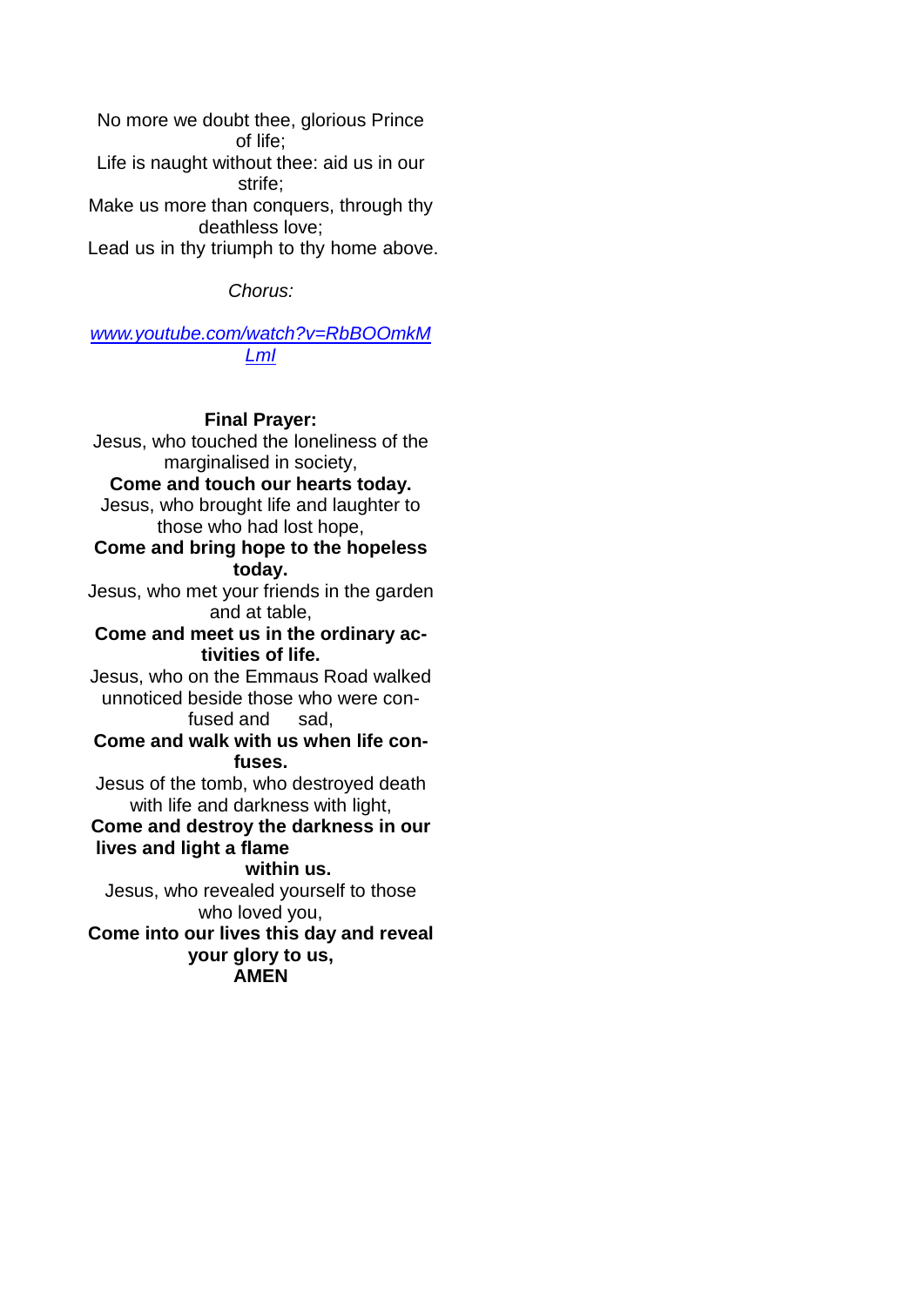No more we doubt thee, glorious Prince of life;
Life is naught without thee: aid us in our strife;
Make us more than conquers, through thy deathless love;
Lead us in thy triumph to thy home above.

*Chorus:*

[www.youtube.com/watch?v=RbBOOmkMLmI](www.youtube.com/watch?v=RbBOOmkMLmI)

**Final Prayer:**

Jesus, who touched the loneliness of the marginalised in society,
**Come and touch our hearts today.**
Jesus, who brought life and laughter to those who had lost hope,
**Come and bring hope to the hopeless today.**
Jesus, who met your friends in the garden and at table,
**Come and meet us in the ordinary activities of life.**
Jesus, who on the Emmaus Road walked unnoticed beside those who were confused and sad,
**Come and walk with us when life confuses.**
Jesus of the tomb, who destroyed death with life and darkness with light,
**Come and destroy the darkness in our lives and light a flame within us.**
Jesus, who revealed yourself to those who loved you,
**Come into our lives this day and reveal your glory to us,**
**AMEN**